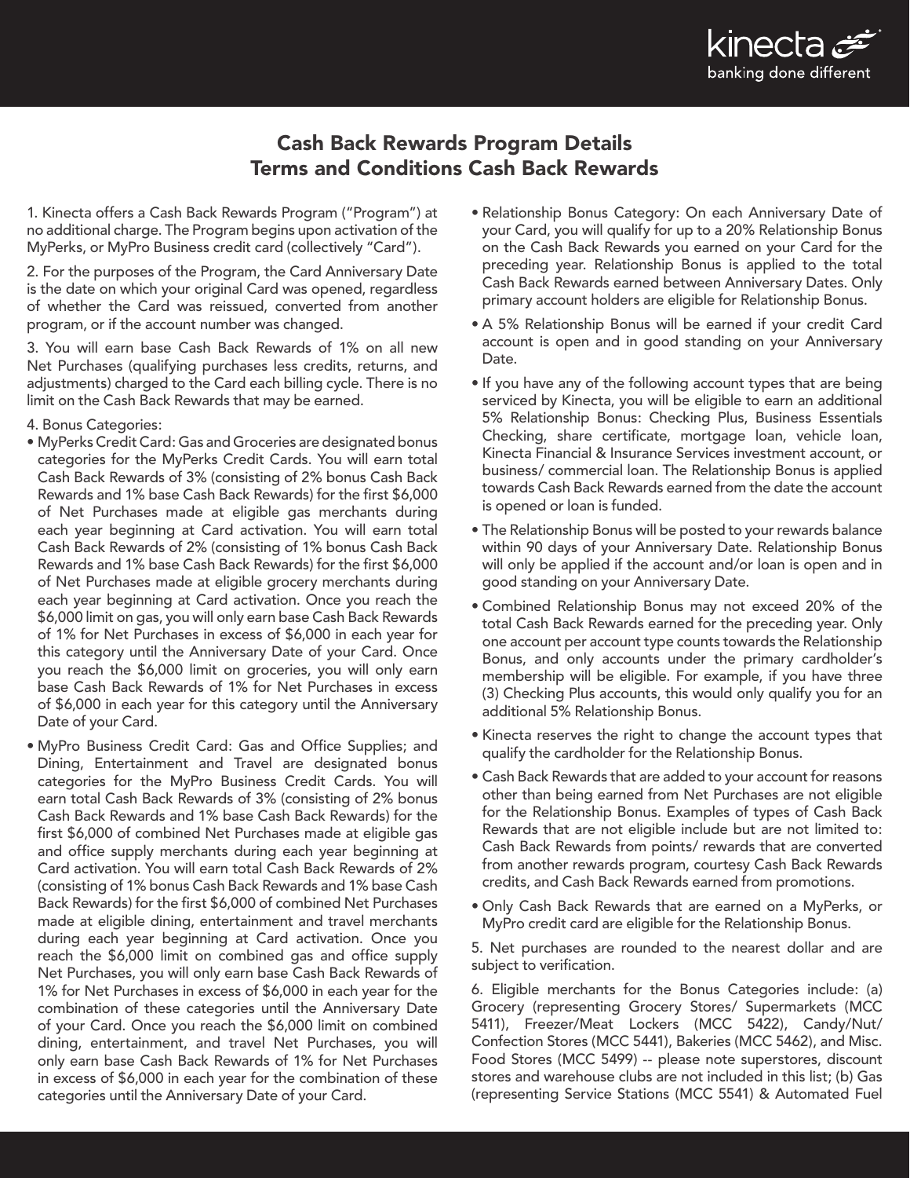# Cash Back Rewards Program Details
# Terms and Conditions Cash Back Rewards

1. Kinecta offers a Cash Back Rewards Program ("Program") at no additional charge. The Program begins upon activation of the MyPerks, or MyPro Business credit card (collectively "Card").

2. For the purposes of the Program, the Card Anniversary Date is the date on which your original Card was opened, regardless of whether the Card was reissued, converted from another program, or if the account number was changed.

3. You will earn base Cash Back Rewards of 1% on all new Net Purchases (qualifying purchases less credits, returns, and adjustments) charged to the Card each billing cycle. There is no limit on the Cash Back Rewards that may be earned.

4. Bonus Categories:

- MyPerks Credit Card: Gas and Groceries are designated bonus categories for the MyPerks Credit Cards. You will earn total Cash Back Rewards of 3% (consisting of 2% bonus Cash Back Rewards and 1% base Cash Back Rewards) for the first $6,000 of Net Purchases made at eligible gas merchants during each year beginning at Card activation. You will earn total Cash Back Rewards of 2% (consisting of 1% bonus Cash Back Rewards and 1% base Cash Back Rewards) for the first $6,000 of Net Purchases made at eligible grocery merchants during each year beginning at Card activation. Once you reach the $6,000 limit on gas, you will only earn base Cash Back Rewards of 1% for Net Purchases in excess of $6,000 in each year for this category until the Anniversary Date of your Card. Once you reach the $6,000 limit on groceries, you will only earn base Cash Back Rewards of 1% for Net Purchases in excess of $6,000 in each year for this category until the Anniversary Date of your Card.
- MyPro Business Credit Card: Gas and Office Supplies; and Dining, Entertainment and Travel are designated bonus categories for the MyPro Business Credit Cards. You will earn total Cash Back Rewards of 3% (consisting of 2% bonus Cash Back Rewards and 1% base Cash Back Rewards) for the first $6,000 of combined Net Purchases made at eligible gas and office supply merchants during each year beginning at Card activation. You will earn total Cash Back Rewards of 2% (consisting of 1% bonus Cash Back Rewards and 1% base Cash Back Rewards) for the first $6,000 of combined Net Purchases made at eligible dining, entertainment and travel merchants during each year beginning at Card activation. Once you reach the $6,000 limit on combined gas and office supply Net Purchases, you will only earn base Cash Back Rewards of 1% for Net Purchases in excess of $6,000 in each year for the combination of these categories until the Anniversary Date of your Card. Once you reach the $6,000 limit on combined dining, entertainment, and travel Net Purchases, you will only earn base Cash Back Rewards of 1% for Net Purchases in excess of $6,000 in each year for the combination of these categories until the Anniversary Date of your Card.
- Relationship Bonus Category: On each Anniversary Date of your Card, you will qualify for up to a 20% Relationship Bonus on the Cash Back Rewards you earned on your Card for the preceding year. Relationship Bonus is applied to the total Cash Back Rewards earned between Anniversary Dates. Only primary account holders are eligible for Relationship Bonus.
- A 5% Relationship Bonus will be earned if your credit Card account is open and in good standing on your Anniversary Date.
- If you have any of the following account types that are being serviced by Kinecta, you will be eligible to earn an additional 5% Relationship Bonus: Checking Plus, Business Essentials Checking, share certificate, mortgage loan, vehicle loan, Kinecta Financial & Insurance Services investment account, or business/ commercial loan. The Relationship Bonus is applied towards Cash Back Rewards earned from the date the account is opened or loan is funded.
- The Relationship Bonus will be posted to your rewards balance within 90 days of your Anniversary Date. Relationship Bonus will only be applied if the account and/or loan is open and in good standing on your Anniversary Date.
- Combined Relationship Bonus may not exceed 20% of the total Cash Back Rewards earned for the preceding year. Only one account per account type counts towards the Relationship Bonus, and only accounts under the primary cardholder's membership will be eligible. For example, if you have three (3) Checking Plus accounts, this would only qualify you for an additional 5% Relationship Bonus.
- Kinecta reserves the right to change the account types that qualify the cardholder for the Relationship Bonus.
- Cash Back Rewards that are added to your account for reasons other than being earned from Net Purchases are not eligible for the Relationship Bonus. Examples of types of Cash Back Rewards that are not eligible include but are not limited to: Cash Back Rewards from points/ rewards that are converted from another rewards program, courtesy Cash Back Rewards credits, and Cash Back Rewards earned from promotions.
- Only Cash Back Rewards that are earned on a MyPerks, or MyPro credit card are eligible for the Relationship Bonus.

5. Net purchases are rounded to the nearest dollar and are subject to verification.

6. Eligible merchants for the Bonus Categories include: (a) Grocery (representing Grocery Stores/ Supermarkets (MCC 5411), Freezer/Meat Lockers (MCC 5422), Candy/Nut/ Confection Stores (MCC 5441), Bakeries (MCC 5462), and Misc. Food Stores (MCC 5499) -- please note superstores, discount stores and warehouse clubs are not included in this list; (b) Gas (representing Service Stations (MCC 5541) & Automated Fuel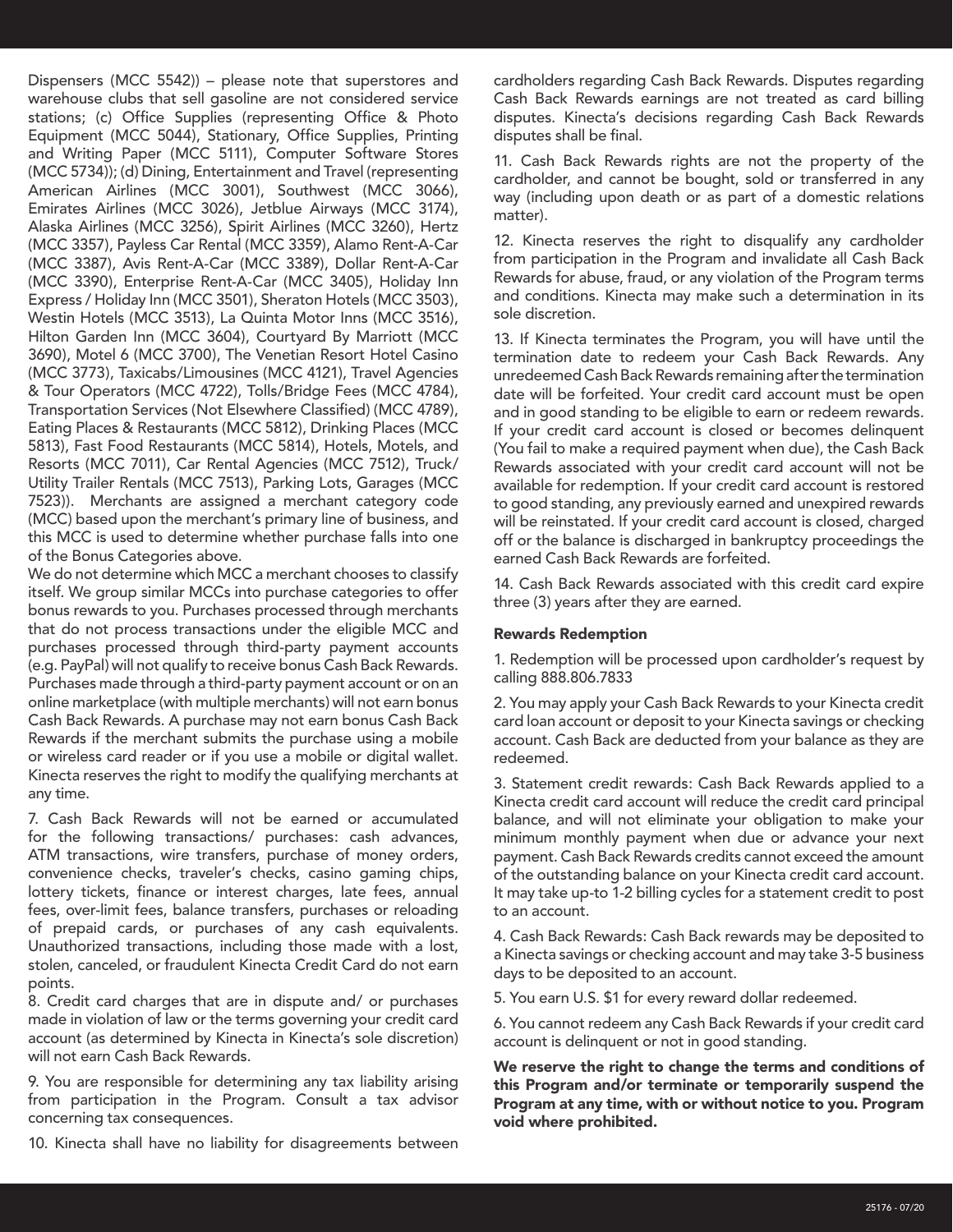Dispensers (MCC 5542)) – please note that superstores and warehouse clubs that sell gasoline are not considered service stations; (c) Office Supplies (representing Office & Photo Equipment (MCC 5044), Stationary, Office Supplies, Printing and Writing Paper (MCC 5111), Computer Software Stores (MCC 5734)); (d) Dining, Entertainment and Travel (representing American Airlines (MCC 3001), Southwest (MCC 3066), Emirates Airlines (MCC 3026), Jetblue Airways (MCC 3174), Alaska Airlines (MCC 3256), Spirit Airlines (MCC 3260), Hertz (MCC 3357), Payless Car Rental (MCC 3359), Alamo Rent-A-Car (MCC 3387), Avis Rent-A-Car (MCC 3389), Dollar Rent-A-Car (MCC 3390), Enterprise Rent-A-Car (MCC 3405), Holiday Inn Express / Holiday Inn (MCC 3501), Sheraton Hotels (MCC 3503), Westin Hotels (MCC 3513), La Quinta Motor Inns (MCC 3516), Hilton Garden Inn (MCC 3604), Courtyard By Marriott (MCC 3690), Motel 6 (MCC 3700), The Venetian Resort Hotel Casino (MCC 3773), Taxicabs/Limousines (MCC 4121), Travel Agencies & Tour Operators (MCC 4722), Tolls/Bridge Fees (MCC 4784), Transportation Services (Not Elsewhere Classified) (MCC 4789), Eating Places & Restaurants (MCC 5812), Drinking Places (MCC 5813), Fast Food Restaurants (MCC 5814), Hotels, Motels, and Resorts (MCC 7011), Car Rental Agencies (MCC 7512), Truck/Utility Trailer Rentals (MCC 7513), Parking Lots, Garages (MCC 7523)). Merchants are assigned a merchant category code (MCC) based upon the merchant's primary line of business, and this MCC is used to determine whether purchase falls into one of the Bonus Categories above.

We do not determine which MCC a merchant chooses to classify itself. We group similar MCCs into purchase categories to offer bonus rewards to you. Purchases processed through merchants that do not process transactions under the eligible MCC and purchases processed through third-party payment accounts (e.g. PayPal) will not qualify to receive bonus Cash Back Rewards. Purchases made through a third-party payment account or on an online marketplace (with multiple merchants) will not earn bonus Cash Back Rewards. A purchase may not earn bonus Cash Back Rewards if the merchant submits the purchase using a mobile or wireless card reader or if you use a mobile or digital wallet. Kinecta reserves the right to modify the qualifying merchants at any time.

7. Cash Back Rewards will not be earned or accumulated for the following transactions/ purchases: cash advances, ATM transactions, wire transfers, purchase of money orders, convenience checks, traveler's checks, casino gaming chips, lottery tickets, finance or interest charges, late fees, annual fees, over-limit fees, balance transfers, purchases or reloading of prepaid cards, or purchases of any cash equivalents. Unauthorized transactions, including those made with a lost, stolen, canceled, or fraudulent Kinecta Credit Card do not earn points.

8. Credit card charges that are in dispute and/ or purchases made in violation of law or the terms governing your credit card account (as determined by Kinecta in Kinecta's sole discretion) will not earn Cash Back Rewards.

9. You are responsible for determining any tax liability arising from participation in the Program. Consult a tax advisor concerning tax consequences.

10. Kinecta shall have no liability for disagreements between cardholders regarding Cash Back Rewards. Disputes regarding Cash Back Rewards earnings are not treated as card billing disputes. Kinecta's decisions regarding Cash Back Rewards disputes shall be final.

11. Cash Back Rewards rights are not the property of the cardholder, and cannot be bought, sold or transferred in any way (including upon death or as part of a domestic relations matter).

12. Kinecta reserves the right to disqualify any cardholder from participation in the Program and invalidate all Cash Back Rewards for abuse, fraud, or any violation of the Program terms and conditions. Kinecta may make such a determination in its sole discretion.

13. If Kinecta terminates the Program, you will have until the termination date to redeem your Cash Back Rewards. Any unredeemed Cash Back Rewards remaining after the termination date will be forfeited. Your credit card account must be open and in good standing to be eligible to earn or redeem rewards. If your credit card account is closed or becomes delinquent (You fail to make a required payment when due), the Cash Back Rewards associated with your credit card account will not be available for redemption. If your credit card account is restored to good standing, any previously earned and unexpired rewards will be reinstated. If your credit card account is closed, charged off or the balance is discharged in bankruptcy proceedings the earned Cash Back Rewards are forfeited.

14. Cash Back Rewards associated with this credit card expire three (3) years after they are earned.

**Rewards Redemption**

1. Redemption will be processed upon cardholder's request by calling 888.806.7833

2. You may apply your Cash Back Rewards to your Kinecta credit card loan account or deposit to your Kinecta savings or checking account. Cash Back are deducted from your balance as they are redeemed.

3. Statement credit rewards: Cash Back Rewards applied to a Kinecta credit card account will reduce the credit card principal balance, and will not eliminate your obligation to make your minimum monthly payment when due or advance your next payment. Cash Back Rewards credits cannot exceed the amount of the outstanding balance on your Kinecta credit card account. It may take up-to 1-2 billing cycles for a statement credit to post to an account.

4. Cash Back Rewards: Cash Back rewards may be deposited to a Kinecta savings or checking account and may take 3-5 business days to be deposited to an account.

5. You earn U.S. $1 for every reward dollar redeemed.

6. You cannot redeem any Cash Back Rewards if your credit card account is delinquent or not in good standing.

**We reserve the right to change the terms and conditions of this Program and/or terminate or temporarily suspend the Program at any time, with or without notice to you. Program void where prohibited.**

25176 - 07/20